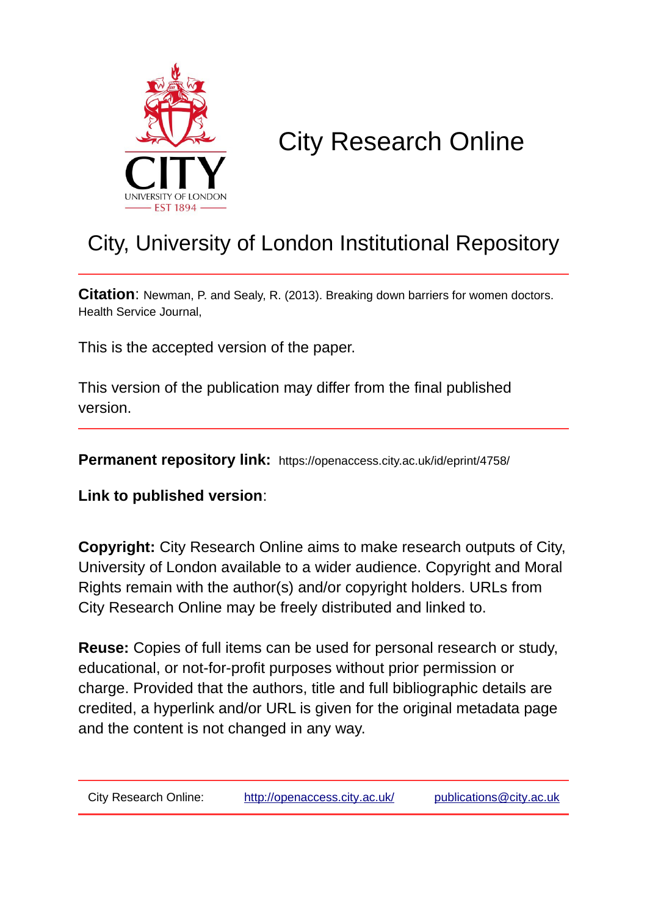# City Research Online

## City, University of London Institutional Repository

**Citation**: Newman, P. and Sealy, R. (2013). Breaking down barriers for women doctors. Health Service Journal,

This is the accepted version of the paper.

This version of the publication may differ from the final published version.

**Permanent repository link:** https://openaccess.city.ac.uk/id/eprint/4758/

**Link to published version**:

**Copyright:** City Research Online aims to make research outputs of City, University of London available to a wider audience. Copyright and Moral Rights remain with the author(s) and/or copyright holders. URLs from City Research Online may be freely distributed and linked to.

**Reuse:** Copies of full items can be used for personal research or study, educational, or not-for-profit purposes without prior permission or charge. Provided that the authors, title and full bibliographic details are credited, a hyperlink and/or URL is given for the original metadata page and the content is not changed in any way.

City Research Online: http://openaccess.city.ac.uk/ publications@city.ac.uk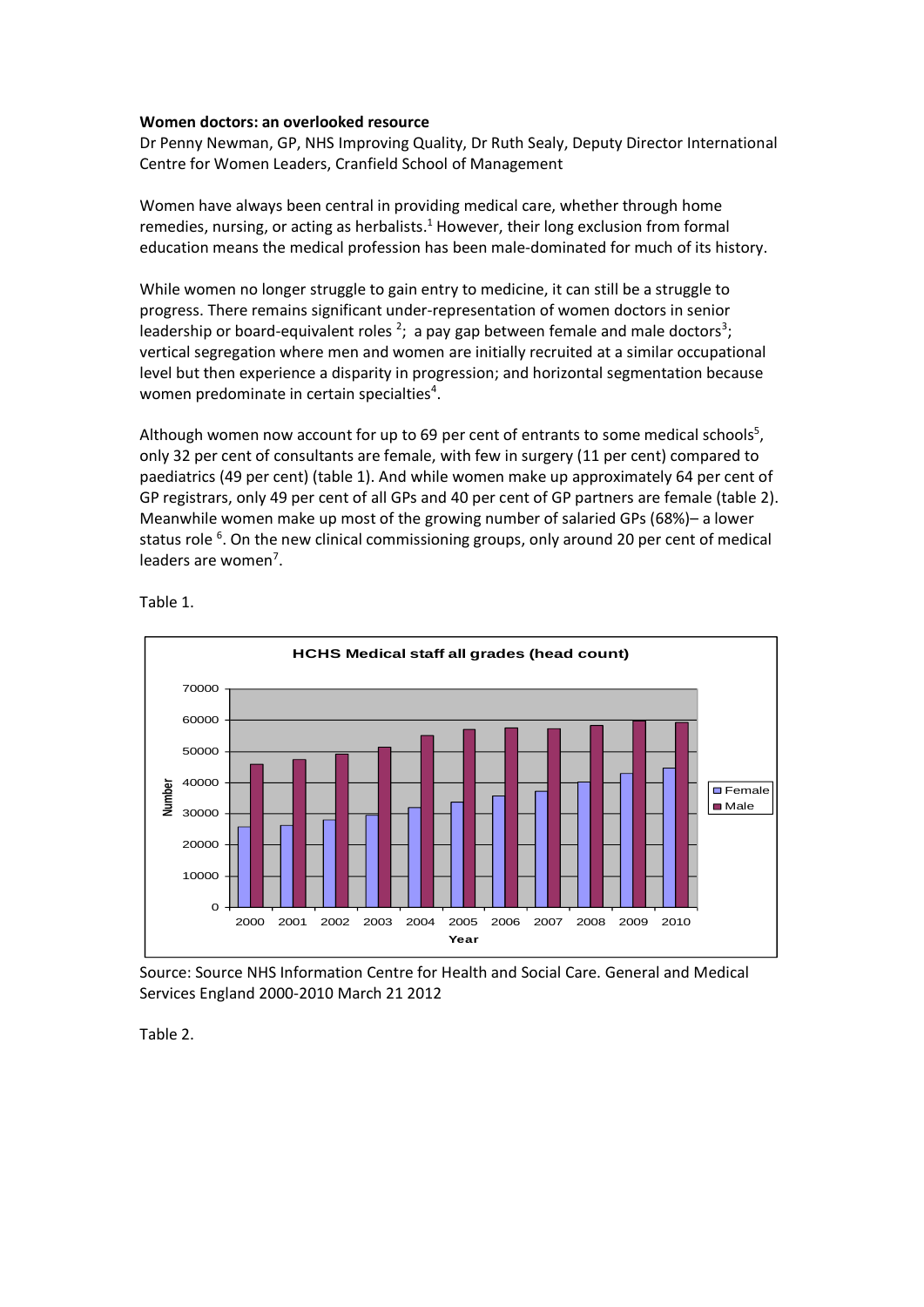**Women doctors: an overlooked resource**

Dr Penny Newman, GP, NHS Improving Quality, Dr Ruth Sealy, Deputy Director International Centre for Women Leaders, Cranfield School of Management

Women have always been central in providing medical care, whether through home remedies, nursing, or acting as herbalists.[1] However, their long exclusion from formal education means the medical profession has been male-dominated for much of its history.

While women no longer struggle to gain entry to medicine, it can still be a struggle to progress. There remains significant under-representation of women doctors in senior leadership or board-equivalent roles [2]; a pay gap between female and male doctors[3]; vertical segregation where men and women are initially recruited at a similar occupational level but then experience a disparity in progression; and horizontal segmentation because women predominate in certain specialties[4].

Although women now account for up to 69 per cent of entrants to some medical schools[5], only 32 per cent of consultants are female, with few in surgery (11 per cent) compared to paediatrics (49 per cent) (table 1). And while women make up approximately 64 per cent of GP registrars, only 49 per cent of all GPs and 40 per cent of GP partners are female (table 2). Meanwhile women make up most of the growing number of salaried GPs (68%)– a lower status role [6]. On the new clinical commissioning groups, only around 20 per cent of medical leaders are women[7].

Table 1.

**HCHS Medical staff all grades (head count)**

Source: Source NHS Information Centre for Health and Social Care. General and Medical Services England 2000-2010 March 21 2012

Table 2.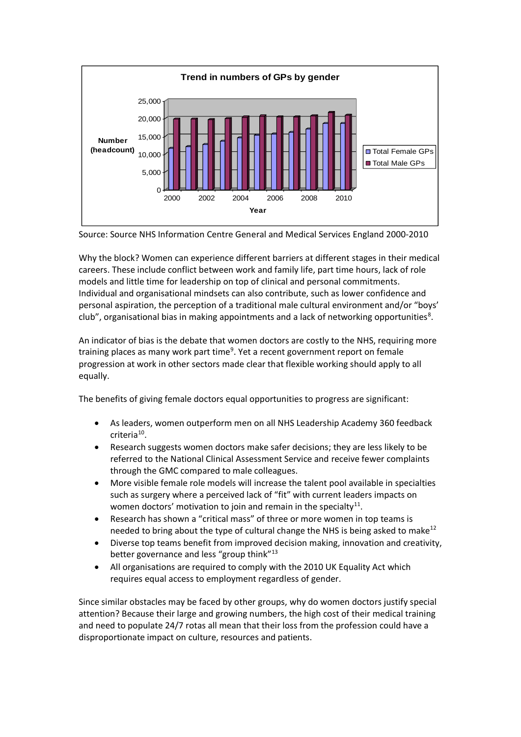Source: Source NHS Information Centre General and Medical Services England 2000-2010

Why the block? Women can experience different barriers at different stages in their medical careers. These include conflict between work and family life, part time hours, lack of role models and little time for leadership on top of clinical and personal commitments. Individual and organisational mindsets can also contribute, such as lower confidence and personal aspiration, the perception of a traditional male cultural environment and/or "boys' club", organisational bias in making appointments and a lack of networking opportunities[8].

An indicator of bias is the debate that women doctors are costly to the NHS, requiring more training places as many work part time[9]. Yet a recent government report on female progression at work in other sectors made clear that flexible working should apply to all equally.

The benefits of giving female doctors equal opportunities to progress are significant:

- As leaders, women outperform men on all NHS Leadership Academy 360 feedback criteria[10].
- Research suggests women doctors make safer decisions; they are less likely to be referred to the National Clinical Assessment Service and receive fewer complaints through the GMC compared to male colleagues.
- More visible female role models will increase the talent pool available in specialties such as surgery where a perceived lack of "fit" with current leaders impacts on women doctors' motivation to join and remain in the specialty[11].
- Research has shown a "critical mass" of three or more women in top teams is needed to bring about the type of cultural change the NHS is being asked to make[12]
- Diverse top teams benefit from improved decision making, innovation and creativity, better governance and less "group think"[13]
- All organisations are required to comply with the 2010 UK Equality Act which requires equal access to employment regardless of gender.

Since similar obstacles may be faced by other groups, why do women doctors justify special attention? Because their large and growing numbers, the high cost of their medical training and need to populate 24/7 rotas all mean that their loss from the profession could have a disproportionate impact on culture, resources and patients.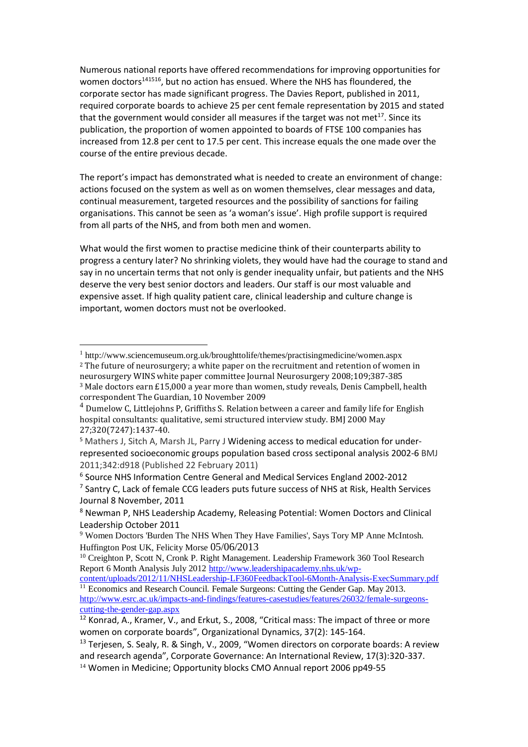Numerous national reports have offered recommendations for improving opportunities for women doctors[14][15][16], but no action has ensued. Where the NHS has floundered, the corporate sector has made significant progress. The Davies Report, published in 2011, required corporate boards to achieve 25 per cent female representation by 2015 and stated that the government would consider all measures if the target was not met[17]. Since its publication, the proportion of women appointed to boards of FTSE 100 companies has increased from 12.8 per cent to 17.5 per cent. This increase equals the one made over the course of the entire previous decade.

The report's impact has demonstrated what is needed to create an environment of change: actions focused on the system as well as on women themselves, clear messages and data, continual measurement, targeted resources and the possibility of sanctions for failing organisations. This cannot be seen as 'a woman's issue'. High profile support is required from all parts of the NHS, and from both men and women.

What would the first women to practise medicine think of their counterparts ability to progress a century later? No shrinking violets, they would have had the courage to stand and say in no uncertain terms that not only is gender inequality unfair, but patients and the NHS deserve the very best senior doctors and leaders. Our staff is our most valuable and expensive asset. If high quality patient care, clinical leadership and culture change is important, women doctors must not be overlooked.

---

[1] http://www.sciencemuseum.org.uk/broughttolife/themes/practisingmedicine/women.aspx

[2] The future of neurosurgery; a white paper on the recruitment and retention of women in neurosurgery WINS white paper committee Journal Neurosurgery 2008;109;387-385

[3] Male doctors earn £15,000 a year more than women, study reveals, Denis Campbell, health correspondent The Guardian, 10 November 2009

[4] Dumelow C, Littlejohns P, Griffiths S. Relation between a career and family life for English hospital consultants: qualitative, semi structured interview study. BMJ 2000 May 27;320(7247):1437-40.

[5] Mathers J, Sitch A, Marsh JL, Parry J Widening access to medical education for under-represented socioeconomic groups population based cross sectiponal analysis 2002-6 BMJ 2011;342:d918 (Published 22 February 2011)

[6] Source NHS Information Centre General and Medical Services England 2002-2012

[7] Santry C, Lack of female CCG leaders puts future success of NHS at Risk, Health Services Journal 8 November, 2011

[8] Newman P, NHS Leadership Academy, Releasing Potential: Women Doctors and Clinical Leadership October 2011

[9] Women Doctors 'Burden The NHS When They Have Families', Says Tory MP Anne McIntosh. Huffington Post UK, Felicity Morse 05/06/2013

[10] Creighton P, Scott N, Cronk P. Right Management. Leadership Framework 360 Tool Research Report 6 Month Analysis July 2012 http://www.leadershipacademy.nhs.uk/wp-content/uploads/2012/11/NHSLeadership-LF360FeedbackTool-6Month-Analysis-ExecSummary.pdf

[11] Economics and Research Council. Female Surgeons: Cutting the Gender Gap. May 2013. http://www.esrc.ac.uk/impacts-and-findings/features-casestudies/features/26032/female-surgeons-cutting-the-gender-gap.aspx

[12] Konrad, A., Kramer, V., and Erkut, S., 2008, "Critical mass: The impact of three or more women on corporate boards", Organizational Dynamics, 37(2): 145-164.

[13] Terjesen, S. Sealy, R. & Singh, V., 2009, "Women directors on corporate boards: A review and research agenda", Corporate Governance: An International Review, 17(3):320-337.

[14] Women in Medicine; Opportunity blocks CMO Annual report 2006 pp49-55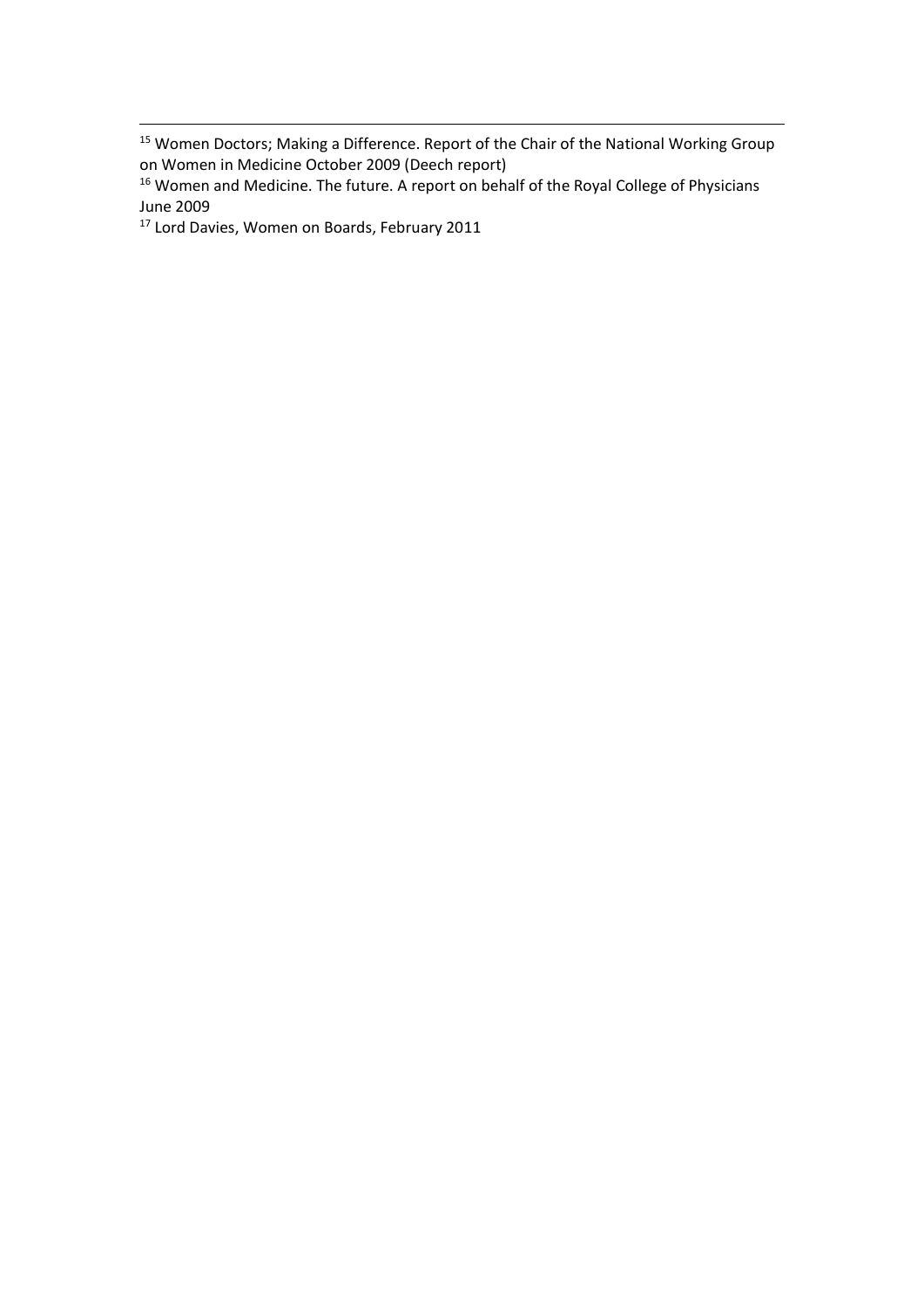[15] Women Doctors; Making a Difference. Report of the Chair of the National Working Group on Women in Medicine October 2009 (Deech report)

[16] Women and Medicine. The future. A report on behalf of the Royal College of Physicians June 2009

[17] Lord Davies, Women on Boards, February 2011